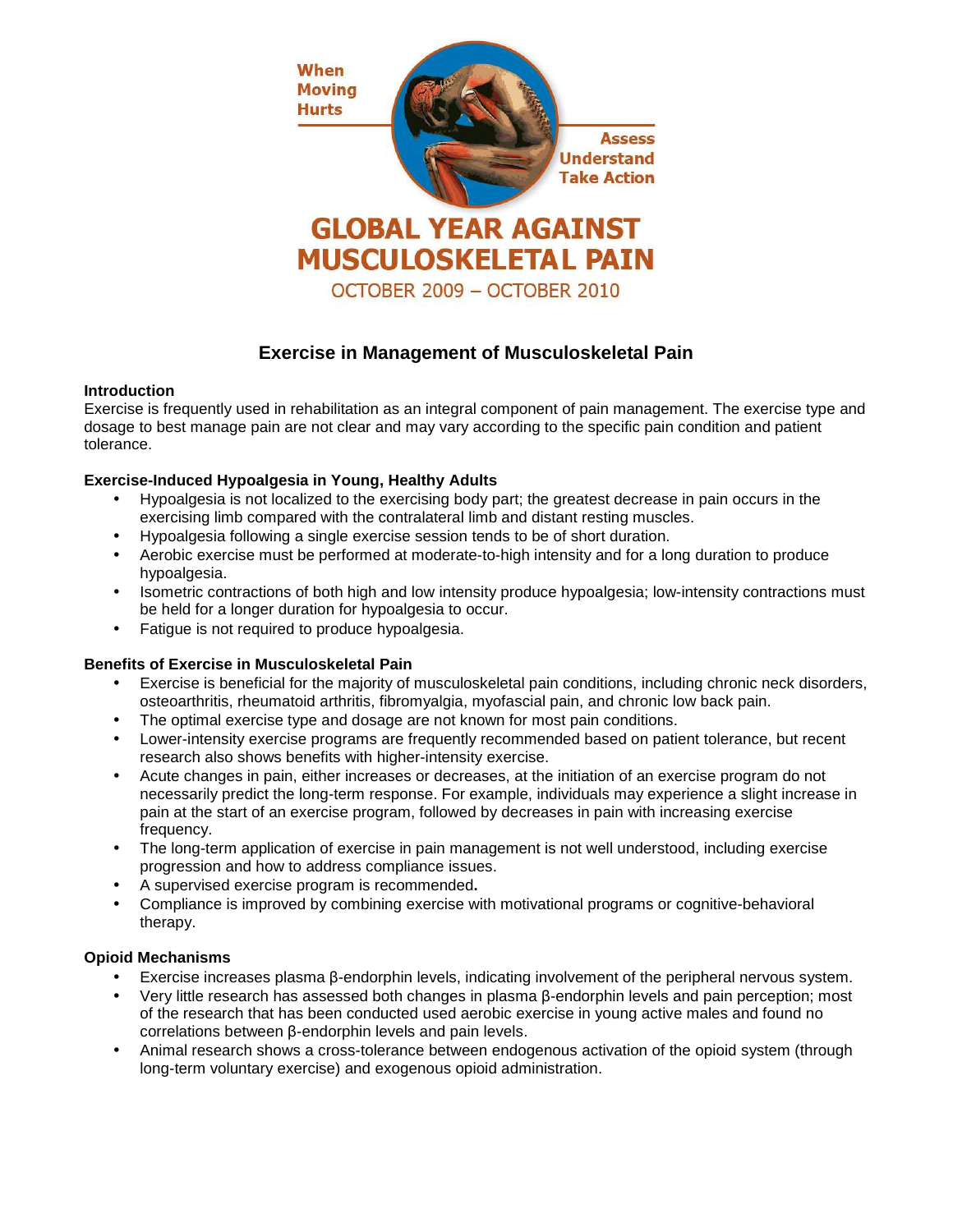When Moving Hurts

Assess Understand Take Action

# GLOBAL YEAR AGAINST MUSCULOSKELETAL PAIN

OCTOBER 2009 – OCTOBER 2010

## Exercise in Management of Musculoskeletal Pain

### Introduction

Exercise is frequently used in rehabilitation as an integral component of pain management. The exercise type and dosage to best manage pain are not clear and may vary according to the specific pain condition and patient tolerance.

### Exercise-Induced Hypoalgesia in Young, Healthy Adults

- Hypoalgesia is not localized to the exercising body part; the greatest decrease in pain occurs in the exercising limb compared with the contralateral limb and distant resting muscles.
- Hypoalgesia following a single exercise session tends to be of short duration.
- Aerobic exercise must be performed at moderate-to-high intensity and for a long duration to produce hypoalgesia.
- Isometric contractions of both high and low intensity produce hypoalgesia; low-intensity contractions must be held for a longer duration for hypoalgesia to occur.
- Fatigue is not required to produce hypoalgesia.

### Benefits of Exercise in Musculoskeletal Pain

- Exercise is beneficial for the majority of musculoskeletal pain conditions, including chronic neck disorders, osteoarthritis, rheumatoid arthritis, fibromyalgia, myofascial pain, and chronic low back pain.
- The optimal exercise type and dosage are not known for most pain conditions.
- Lower-intensity exercise programs are frequently recommended based on patient tolerance, but recent research also shows benefits with higher-intensity exercise.
- Acute changes in pain, either increases or decreases, at the initiation of an exercise program do not necessarily predict the long-term response. For example, individuals may experience a slight increase in pain at the start of an exercise program, followed by decreases in pain with increasing exercise frequency.
- The long-term application of exercise in pain management is not well understood, including exercise progression and how to address compliance issues.
- A supervised exercise program is recommended.
- Compliance is improved by combining exercise with motivational programs or cognitive-behavioral therapy.

### Opioid Mechanisms

- Exercise increases plasma β-endorphin levels, indicating involvement of the peripheral nervous system.
- Very little research has assessed both changes in plasma β-endorphin levels and pain perception; most of the research that has been conducted used aerobic exercise in young active males and found no correlations between β-endorphin levels and pain levels.
- Animal research shows a cross-tolerance between endogenous activation of the opioid system (through long-term voluntary exercise) and exogenous opioid administration.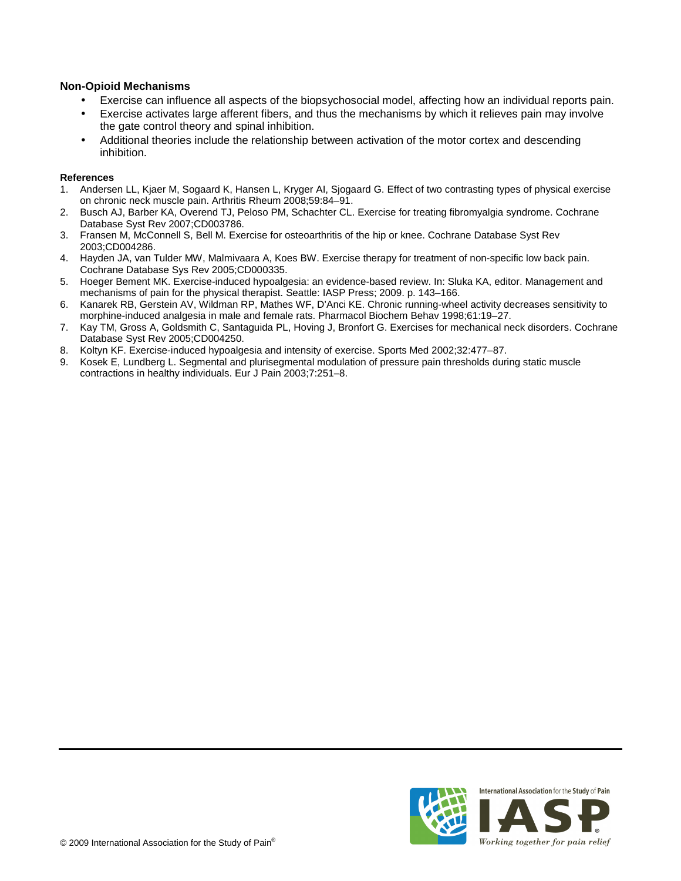**Non-Opioid Mechanisms**

- Exercise can influence all aspects of the biopsychosocial model, affecting how an individual reports pain.
- Exercise activates large afferent fibers, and thus the mechanisms by which it relieves pain may involve the gate control theory and spinal inhibition.
- Additional theories include the relationship between activation of the motor cortex and descending inhibition.

**References**

1. Andersen LL, Kjaer M, Sogaard K, Hansen L, Kryger AI, Sjogaard G. Effect of two contrasting types of physical exercise on chronic neck muscle pain. Arthritis Rheum 2008;59:84–91.
2. Busch AJ, Barber KA, Overend TJ, Peloso PM, Schachter CL. Exercise for treating fibromyalgia syndrome. Cochrane Database Syst Rev 2007;CD003786.
3. Fransen M, McConnell S, Bell M. Exercise for osteoarthritis of the hip or knee. Cochrane Database Syst Rev 2003;CD004286.
4. Hayden JA, van Tulder MW, Malmivaara A, Koes BW. Exercise therapy for treatment of non-specific low back pain. Cochrane Database Sys Rev 2005;CD000335.
5. Hoeger Bement MK. Exercise-induced hypoalgesia: an evidence-based review. In: Sluka KA, editor. Management and mechanisms of pain for the physical therapist. Seattle: IASP Press; 2009. p. 143–166.
6. Kanarek RB, Gerstein AV, Wildman RP, Mathes WF, D'Anci KE. Chronic running-wheel activity decreases sensitivity to morphine-induced analgesia in male and female rats. Pharmacol Biochem Behav 1998;61:19–27.
7. Kay TM, Gross A, Goldsmith C, Santaguida PL, Hoving J, Bronfort G. Exercises for mechanical neck disorders. Cochrane Database Syst Rev 2005;CD004250.
8. Koltyn KF. Exercise-induced hypoalgesia and intensity of exercise. Sports Med 2002;32:477–87.
9. Kosek E, Lundberg L. Segmental and plurisegmental modulation of pressure pain thresholds during static muscle contractions in healthy individuals. Eur J Pain 2003;7:251–8.

© 2009 International Association for the Study of Pain®

International Association for the Study of Pain

IASP®

*Working together for pain relief*